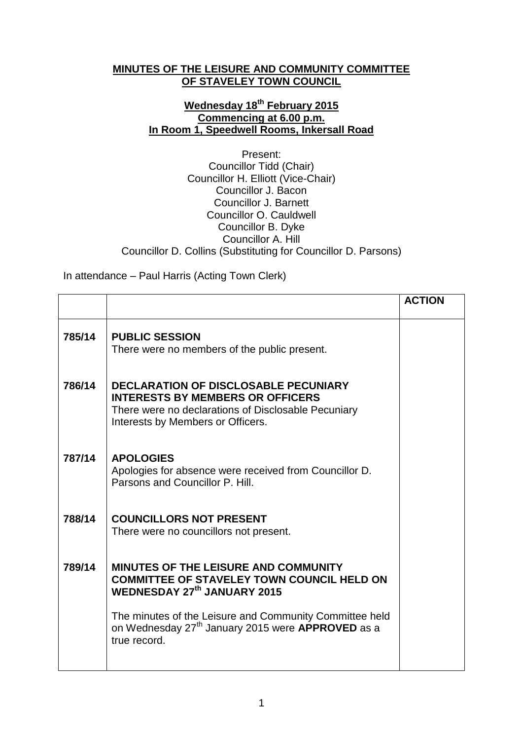# MINUTES OF THE LEISURE AND COMMUNITY COMMITTEE OF STAVELEY TOWN COUNCIL

**Wednesday 18th February 2015**
**Commencing at 6.00 p.m.**
**In Room 1, Speedwell Rooms, Inkersall Road**

Present:
Councillor Tidd (Chair)
Councillor H. Elliott (Vice-Chair)
Councillor J. Bacon
Councillor J. Barnett
Councillor O. Cauldwell
Councillor B. Dyke
Councillor A. Hill
Councillor D. Collins (Substituting for Councillor D. Parsons)

In attendance – Paul Harris (Acting Town Clerk)

| | | **ACTION** |
|---|---|---|
| **785/14** | **PUBLIC SESSION**<br>There were no members of the public present. | |
| **786/14** | **DECLARATION OF DISCLOSABLE PECUNIARY INTERESTS BY MEMBERS OR OFFICERS**<br>There were no declarations of Disclosable Pecuniary Interests by Members or Officers. | |
| **787/14** | **APOLOGIES**<br>Apologies for absence were received from Councillor D. Parsons and Councillor P. Hill. | |
| **788/14** | **COUNCILLORS NOT PRESENT**<br>There were no councillors not present. | |
| **789/14** | **MINUTES OF THE LEISURE AND COMMUNITY COMMITTEE OF STAVELEY TOWN COUNCIL HELD ON WEDNESDAY 27th JANUARY 2015**<br><br>The minutes of the Leisure and Community Committee held on Wednesday 27th January 2015 were **APPROVED** as a true record. | |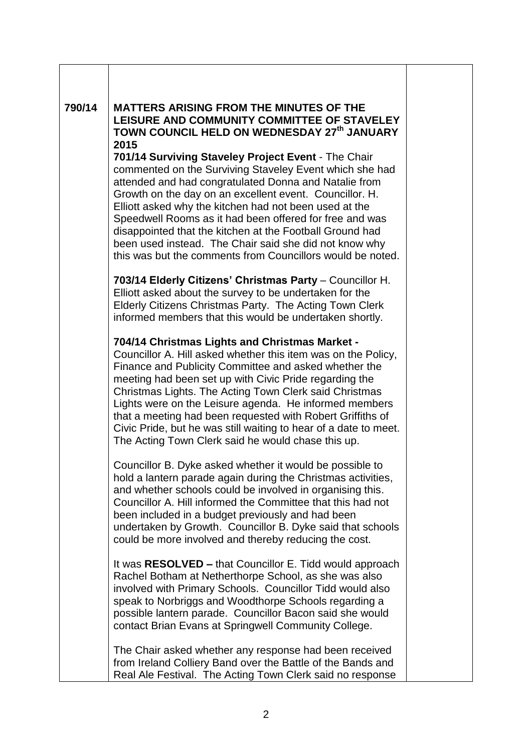| | | |
|---|---|---|
| **790/14** | **MATTERS ARISING FROM THE MINUTES OF THE LEISURE AND COMMUNITY COMMITTEE OF STAVELEY TOWN COUNCIL HELD ON WEDNESDAY 27th JANUARY 2015**<br><br>**701/14 Surviving Staveley Project Event** - The Chair commented on the Surviving Staveley Event which she had attended and had congratulated Donna and Natalie from Growth on the day on an excellent event. Councillor. H. Elliott asked why the kitchen had not been used at the Speedwell Rooms as it had been offered for free and was disappointed that the kitchen at the Football Ground had been used instead. The Chair said she did not know why this was but the comments from Councillors would be noted.<br><br>**703/14 Elderly Citizens' Christmas Party** – Councillor H. Elliott asked about the survey to be undertaken for the Elderly Citizens Christmas Party. The Acting Town Clerk informed members that this would be undertaken shortly.<br><br>**704/14 Christmas Lights and Christmas Market -** Councillor A. Hill asked whether this item was on the Policy, Finance and Publicity Committee and asked whether the meeting had been set up with Civic Pride regarding the Christmas Lights. The Acting Town Clerk said Christmas Lights were on the Leisure agenda. He informed members that a meeting had been requested with Robert Griffiths of Civic Pride, but he was still waiting to hear of a date to meet. The Acting Town Clerk said he would chase this up.<br><br>Councillor B. Dyke asked whether it would be possible to hold a lantern parade again during the Christmas activities, and whether schools could be involved in organising this. Councillor A. Hill informed the Committee that this had not been included in a budget previously and had been undertaken by Growth. Councillor B. Dyke said that schools could be more involved and thereby reducing the cost.<br><br>It was **RESOLVED –** that Councillor E. Tidd would approach Rachel Botham at Netherthorpe School, as she was also involved with Primary Schools. Councillor Tidd would also speak to Norbriggs and Woodthorpe Schools regarding a possible lantern parade. Councillor Bacon said she would contact Brian Evans at Springwell Community College.<br><br>The Chair asked whether any response had been received from Ireland Colliery Band over the Battle of the Bands and Real Ale Festival. The Acting Town Clerk said no response | |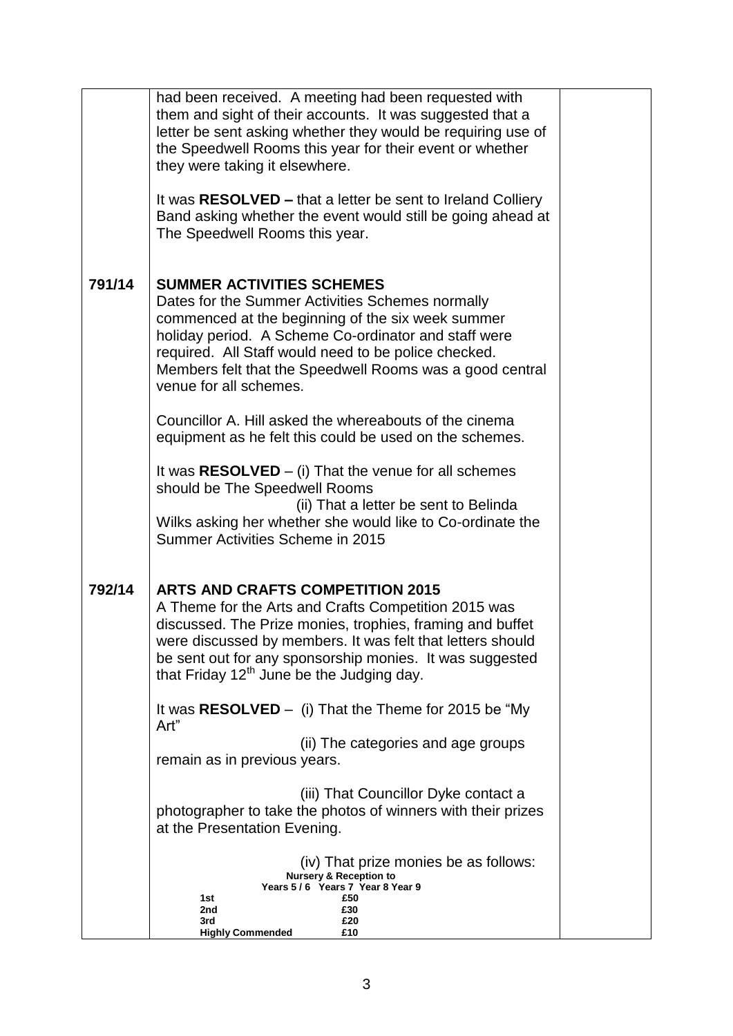had been received. A meeting had been requested with them and sight of their accounts. It was suggested that a letter be sent asking whether they would be requiring use of the Speedwell Rooms this year for their event or whether they were taking it elsewhere.

It was **RESOLVED –** that a letter be sent to Ireland Colliery Band asking whether the event would still be going ahead at The Speedwell Rooms this year.

**791/14** **SUMMER ACTIVITIES SCHEMES**

Dates for the Summer Activities Schemes normally commenced at the beginning of the six week summer holiday period. A Scheme Co-ordinator and staff were required. All Staff would need to be police checked. Members felt that the Speedwell Rooms was a good central venue for all schemes.

Councillor A. Hill asked the whereabouts of the cinema equipment as he felt this could be used on the schemes.

It was **RESOLVED** – (i) That the venue for all schemes should be The Speedwell Rooms

(ii) That a letter be sent to Belinda Wilks asking her whether she would like to Co-ordinate the Summer Activities Scheme in 2015

**792/14** **ARTS AND CRAFTS COMPETITION 2015**

A Theme for the Arts and Crafts Competition 2015 was discussed. The Prize monies, trophies, framing and buffet were discussed by members. It was felt that letters should be sent out for any sponsorship monies. It was suggested that Friday 12th June be the Judging day.

It was **RESOLVED** – (i) That the Theme for 2015 be "My Art"

(ii) The categories and age groups remain as in previous years.

(iii) That Councillor Dyke contact a photographer to take the photos of winners with their prizes at the Presentation Evening.

(iv) That prize monies be as follows:

| | Nursery & Reception to Years 5 / 6 Years 7 Year 8 Year 9 |
|---|---|
| 1st | £50 |
| 2nd | £30 |
| 3rd | £20 |
| Highly Commended | £10 |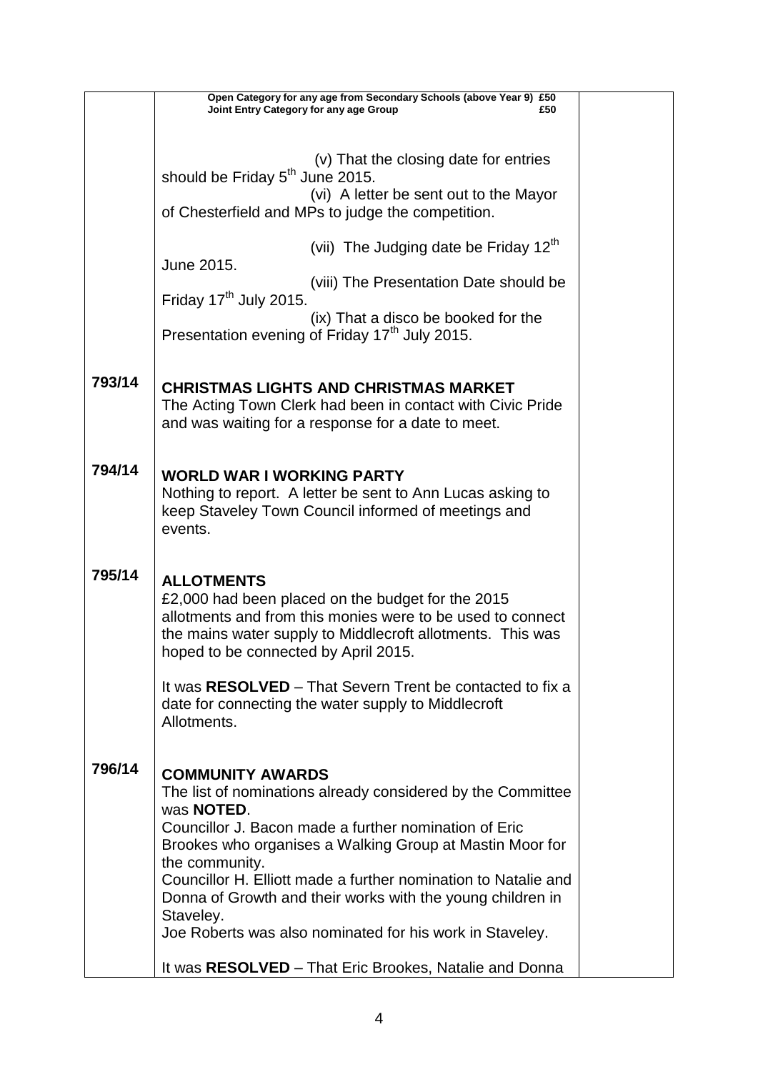| | | |
|---|---|---|
| | **Open Category for any age from Secondary Schools (above Year 9) £50**<br>**Joint Entry Category for any age Group £50**<br><br>(v) That the closing date for entries should be Friday 5th June 2015.<br>(vi) A letter be sent out to the Mayor of Chesterfield and MPs to judge the competition.<br><br>(vii) The Judging date be Friday 12th June 2015.<br>(viii) The Presentation Date should be Friday 17th July 2015.<br>(ix) That a disco be booked for the Presentation evening of Friday 17th July 2015. | |
| **793/14** | **CHRISTMAS LIGHTS AND CHRISTMAS MARKET**<br>The Acting Town Clerk had been in contact with Civic Pride and was waiting for a response for a date to meet. | |
| **794/14** | **WORLD WAR I WORKING PARTY**<br>Nothing to report. A letter be sent to Ann Lucas asking to keep Staveley Town Council informed of meetings and events. | |
| **795/14** | **ALLOTMENTS**<br>£2,000 had been placed on the budget for the 2015 allotments and from this monies were to be used to connect the mains water supply to Middlecroft allotments. This was hoped to be connected by April 2015.<br><br>It was **RESOLVED** – That Severn Trent be contacted to fix a date for connecting the water supply to Middlecroft Allotments. | |
| **796/14** | **COMMUNITY AWARDS**<br>The list of nominations already considered by the Committee was **NOTED**.<br>Councillor J. Bacon made a further nomination of Eric Brookes who organises a Walking Group at Mastin Moor for the community.<br>Councillor H. Elliott made a further nomination to Natalie and Donna of Growth and their works with the young children in Staveley.<br>Joe Roberts was also nominated for his work in Staveley.<br><br>It was **RESOLVED** – That Eric Brookes, Natalie and Donna | |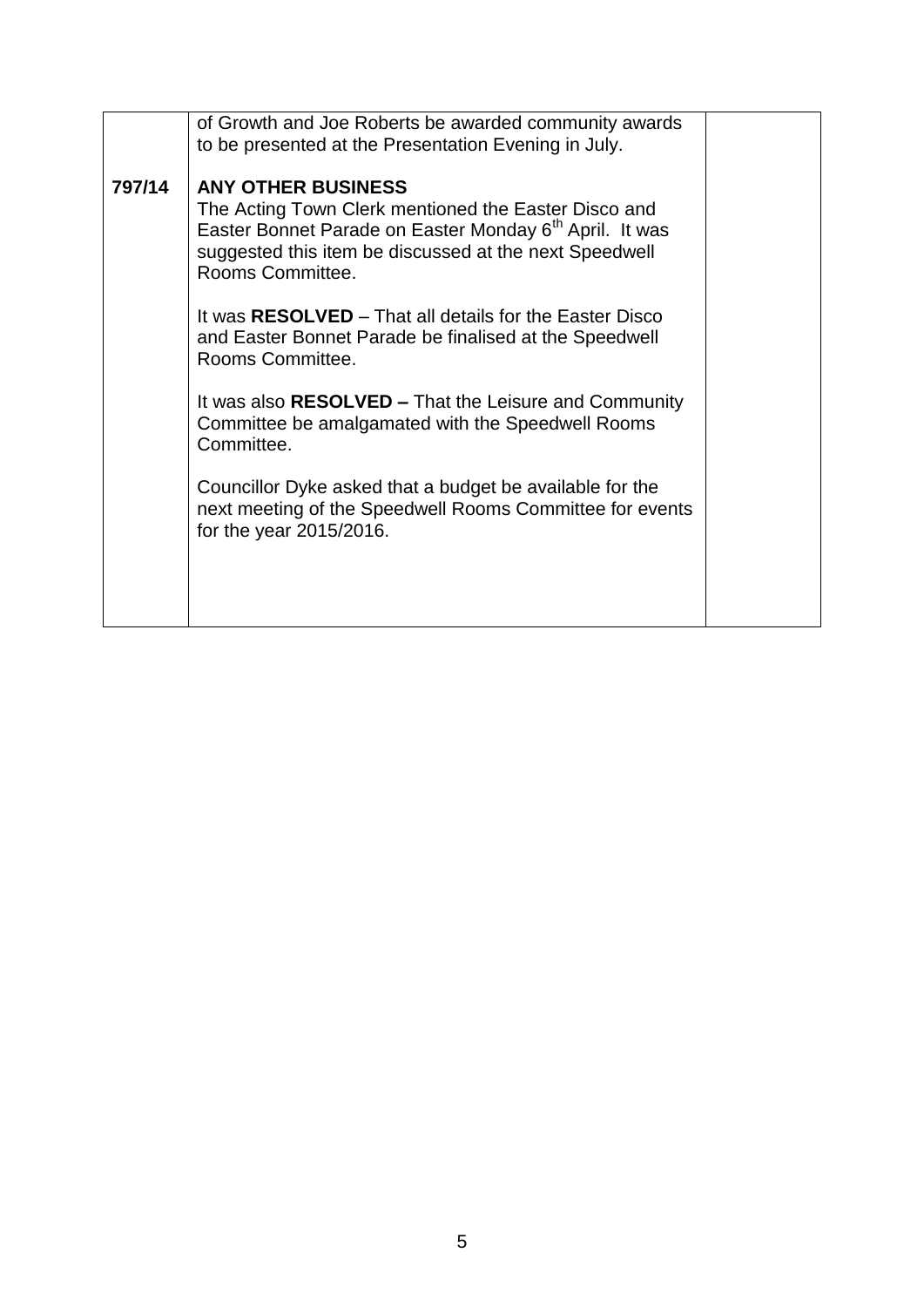| | | |
|---|---|---|
| | of Growth and Joe Roberts be awarded community awards to be presented at the Presentation Evening in July. | |
| **797/14** | **ANY OTHER BUSINESS**<br>The Acting Town Clerk mentioned the Easter Disco and Easter Bonnet Parade on Easter Monday 6th April. It was suggested this item be discussed at the next Speedwell Rooms Committee.<br><br>It was **RESOLVED** – That all details for the Easter Disco and Easter Bonnet Parade be finalised at the Speedwell Rooms Committee.<br><br>It was also **RESOLVED –** That the Leisure and Community Committee be amalgamated with the Speedwell Rooms Committee.<br><br>Councillor Dyke asked that a budget be available for the next meeting of the Speedwell Rooms Committee for events for the year 2015/2016. | |